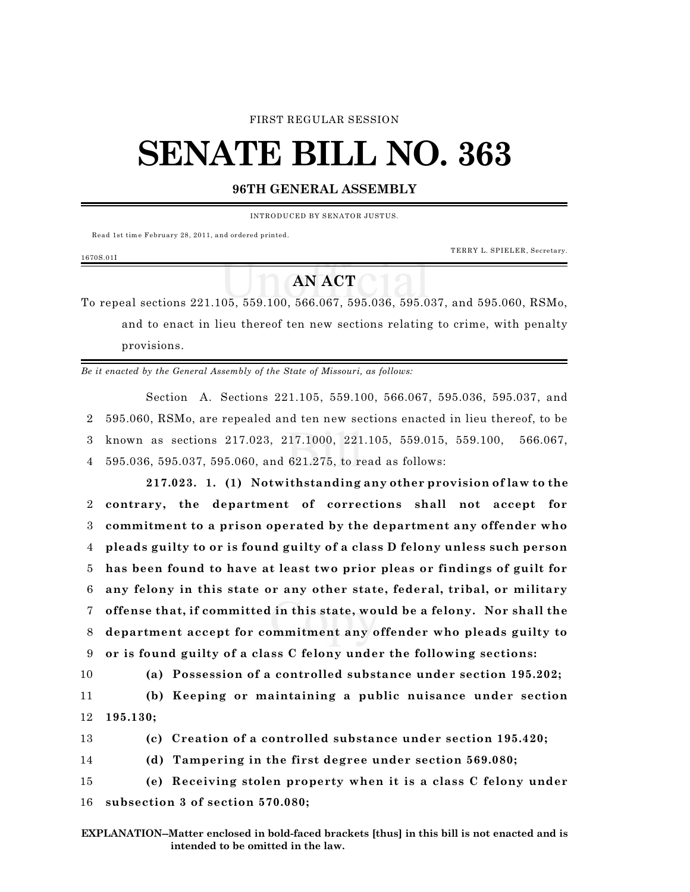FIRST REGULAR SESSION

# SENATE BILL NO. 363

## 96TH GENERAL ASSEMBLY

INTRODUCED BY SENATOR JUSTUS.

Read 1st time February 28, 2011, and ordered printed.

TERRY L. SPIELER, Secretary.

1670S.01I

## AN ACT

To repeal sections 221.105, 559.100, 566.067, 595.036, 595.037, and 595.060, RSMo, and to enact in lieu thereof ten new sections relating to crime, with penalty provisions.

*Be it enacted by the General Assembly of the State of Missouri, as follows:*

Section A. Sections 221.105, 559.100, 566.067, 595.036, 595.037, and 595.060, RSMo, are repealed and ten new sections enacted in lieu thereof, to be known as sections 217.023, 217.1000, 221.105, 559.015, 559.100, 566.067, 595.036, 595.037, 595.060, and 621.275, to read as follows:

**217.023. 1. (1) Notwithstanding any other provision of law to the contrary, the department of corrections shall not accept for commitment to a prison operated by the department any offender who pleads guilty to or is found guilty of a class D felony unless such person has been found to have at least two prior pleas or findings of guilt for any felony in this state or any other state, federal, tribal, or military offense that, if committed in this state, would be a felony. Nor shall the department accept for commitment any offender who pleads guilty to or is found guilty of a class C felony under the following sections:**

**(a) Possession of a controlled substance under section 195.202;**

**(b) Keeping or maintaining a public nuisance under section 195.130;**

**(c) Creation of a controlled substance under section 195.420;**

**(d) Tampering in the first degree under section 569.080;**

**(e) Receiving stolen property when it is a class C felony under subsection 3 of section 570.080;**

**EXPLANATION--Matter enclosed in bold-faced brackets [thus] in this bill is not enacted and is intended to be omitted in the law.**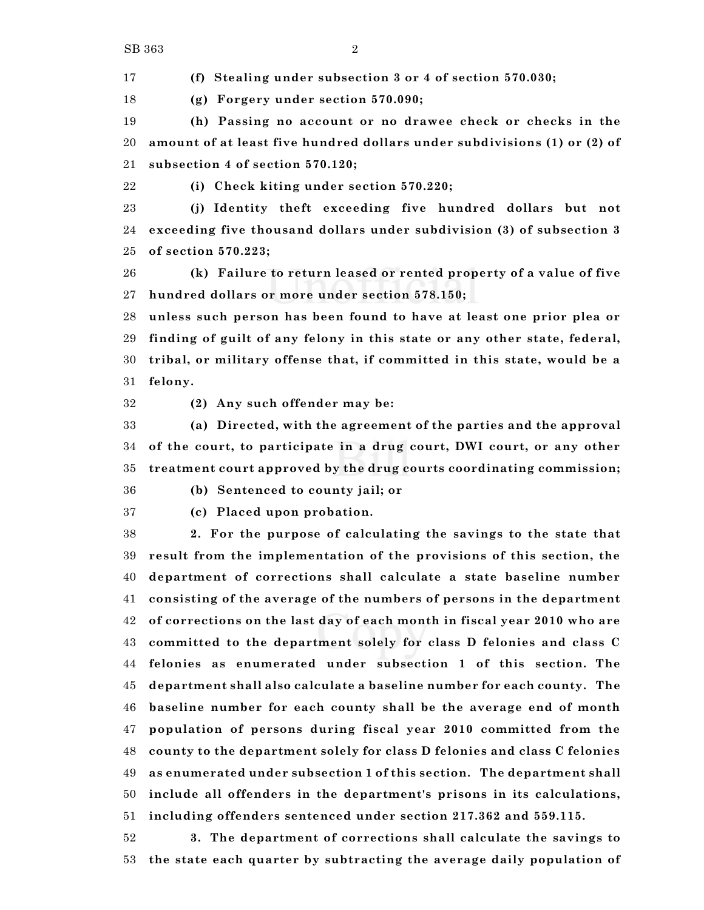**(f) Stealing under subsection 3 or 4 of section 570.030;**

**(g) Forgery under section 570.090;**

**(h) Passing no account or no drawee check or checks in the amount of at least five hundred dollars under subdivisions (1) or (2) of subsection 4 of section 570.120;**

**(i) Check kiting under section 570.220;**

**(j) Identity theft exceeding five hundred dollars but not exceeding five thousand dollars under subdivision (3) of subsection 3 of section 570.223;**

**(k) Failure to return leased or rented property of a value of five hundred dollars or more under section 578.150;**

**unless such person has been found to have at least one prior plea or finding of guilt of any felony in this state or any other state, federal, tribal, or military offense that, if committed in this state, would be a felony.**

**(2) Any such offender may be:**

**(a) Directed, with the agreement of the parties and the approval of the court, to participate in a drug court, DWI court, or any other treatment court approved by the drug courts coordinating commission;**

**(b) Sentenced to county jail; or**

**(c) Placed upon probation.**

**2. For the purpose of calculating the savings to the state that result from the implementation of the provisions of this section, the department of corrections shall calculate a state baseline number consisting of the average of the numbers of persons in the department of corrections on the last day of each month in fiscal year 2010 who are committed to the department solely for class D felonies and class C felonies as enumerated under subsection 1 of this section. The department shall also calculate a baseline number for each county. The baseline number for each county shall be the average end of month population of persons during fiscal year 2010 committed from the county to the department solely for class D felonies and class C felonies as enumerated under subsection 1 of this section. The department shall include all offenders in the department's prisons in its calculations, including offenders sentenced under section 217.362 and 559.115.**

**3. The department of corrections shall calculate the savings to the state each quarter by subtracting the average daily population of**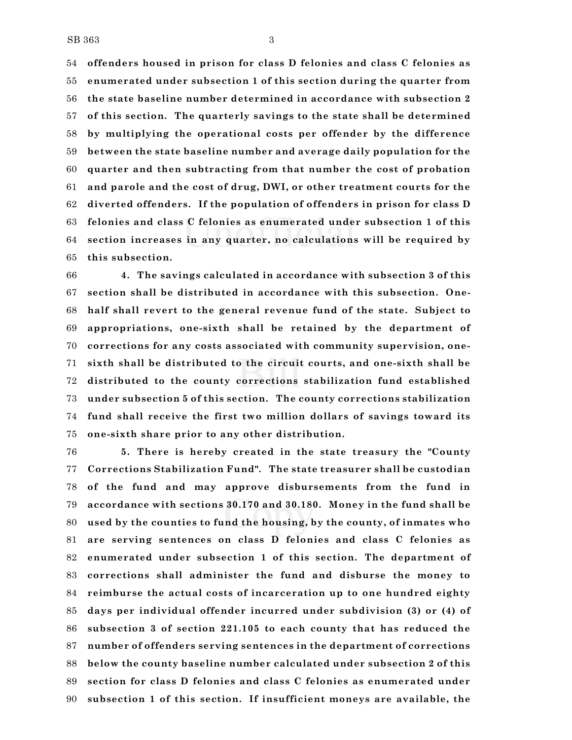**offenders housed in prison for class D felonies and class C felonies as enumerated under subsection 1 of this section during the quarter from the state baseline number determined in accordance with subsection 2 of this section. The quarterly savings to the state shall be determined by multiplying the operational costs per offender by the difference between the state baseline number and average daily population for the quarter and then subtracting from that number the cost of probation and parole and the cost of drug, DWI, or other treatment courts for the diverted offenders. If the population of offenders in prison for class D felonies and class C felonies as enumerated under subsection 1 of this section increases in any quarter, no calculations will be required by this subsection.**

**4. The savings calculated in accordance with subsection 3 of this section shall be distributed in accordance with this subsection. One-half shall revert to the general revenue fund of the state. Subject to appropriations, one-sixth shall be retained by the department of corrections for any costs associated with community supervision, one-sixth shall be distributed to the circuit courts, and one-sixth shall be distributed to the county corrections stabilization fund established under subsection 5 of this section. The county corrections stabilization fund shall receive the first two million dollars of savings toward its one-sixth share prior to any other distribution.**

**5. There is hereby created in the state treasury the "County Corrections Stabilization Fund". The state treasurer shall be custodian of the fund and may approve disbursements from the fund in accordance with sections 30.170 and 30.180. Money in the fund shall be used by the counties to fund the housing, by the county, of inmates who are serving sentences on class D felonies and class C felonies as enumerated under subsection 1 of this section. The department of corrections shall administer the fund and disburse the money to reimburse the actual costs of incarceration up to one hundred eighty days per individual offender incurred under subdivision (3) or (4) of subsection 3 of section 221.105 to each county that has reduced the number of offenders serving sentences in the department of corrections below the county baseline number calculated under subsection 2 of this section for class D felonies and class C felonies as enumerated under subsection 1 of this section. If insufficient moneys are available, the**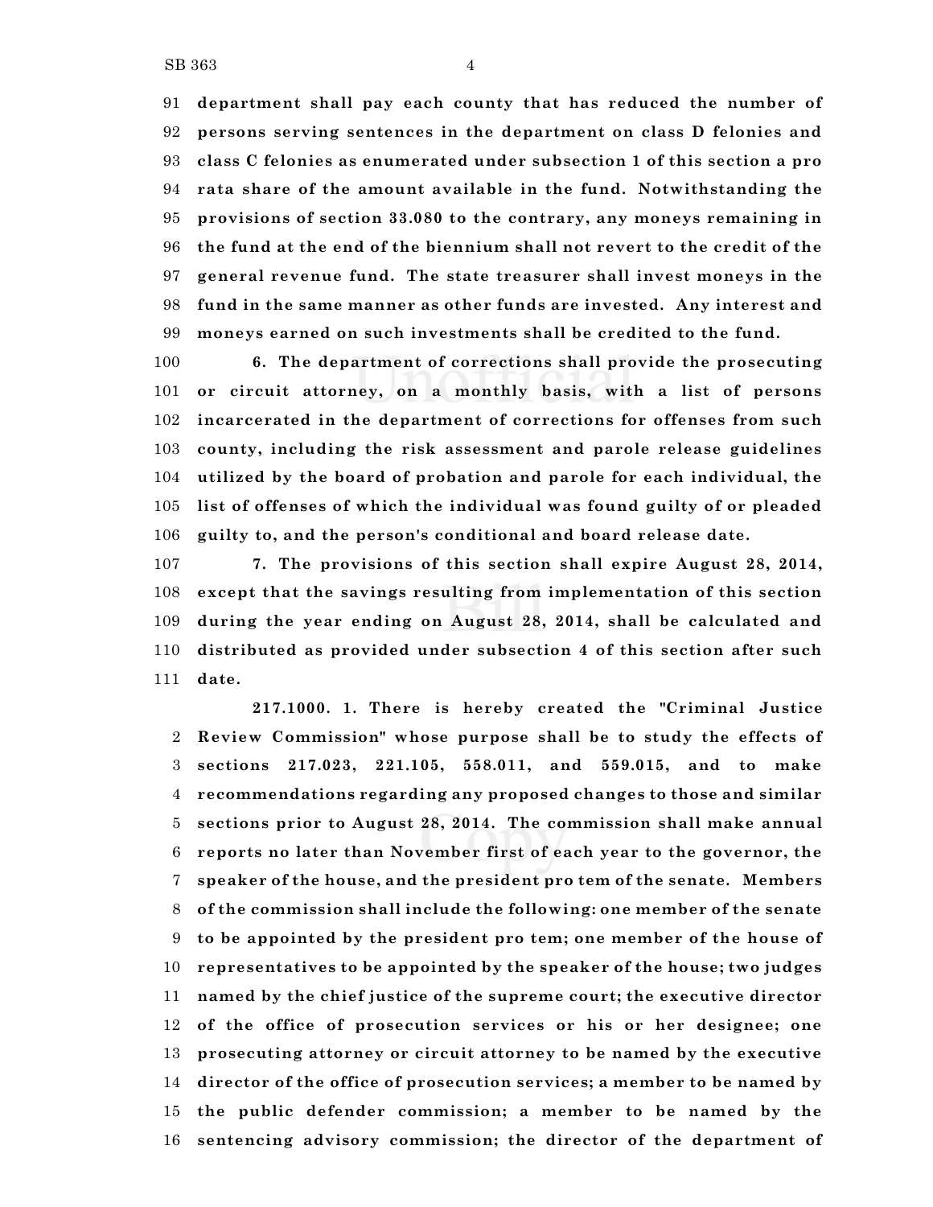**department shall pay each county that has reduced the number of persons serving sentences in the department on class D felonies and class C felonies as enumerated under subsection 1 of this section a pro rata share of the amount available in the fund. Notwithstanding the provisions of section 33.080 to the contrary, any moneys remaining in the fund at the end of the biennium shall not revert to the credit of the general revenue fund. The state treasurer shall invest moneys in the fund in the same manner as other funds are invested. Any interest and moneys earned on such investments shall be credited to the fund.**

**6. The department of corrections shall provide the prosecuting or circuit attorney, on a monthly basis, with a list of persons incarcerated in the department of corrections for offenses from such county, including the risk assessment and parole release guidelines utilized by the board of probation and parole for each individual, the list of offenses of which the individual was found guilty of or pleaded guilty to, and the person's conditional and board release date.**

**7. The provisions of this section shall expire August 28, 2014, except that the savings resulting from implementation of this section during the year ending on August 28, 2014, shall be calculated and distributed as provided under subsection 4 of this section after such date.**

**217.1000. 1. There is hereby created the "Criminal Justice Review Commission" whose purpose shall be to study the effects of sections 217.023, 221.105, 558.011, and 559.015, and to make recommendations regarding any proposed changes to those and similar sections prior to August 28, 2014. The commission shall make annual reports no later than November first of each year to the governor, the speaker of the house, and the president pro tem of the senate. Members of the commission shall include the following: one member of the senate to be appointed by the president pro tem; one member of the house of representatives to be appointed by the speaker of the house; two judges named by the chief justice of the supreme court; the executive director of the office of prosecution services or his or her designee; one prosecuting attorney or circuit attorney to be named by the executive director of the office of prosecution services; a member to be named by the public defender commission; a member to be named by the sentencing advisory commission; the director of the department of**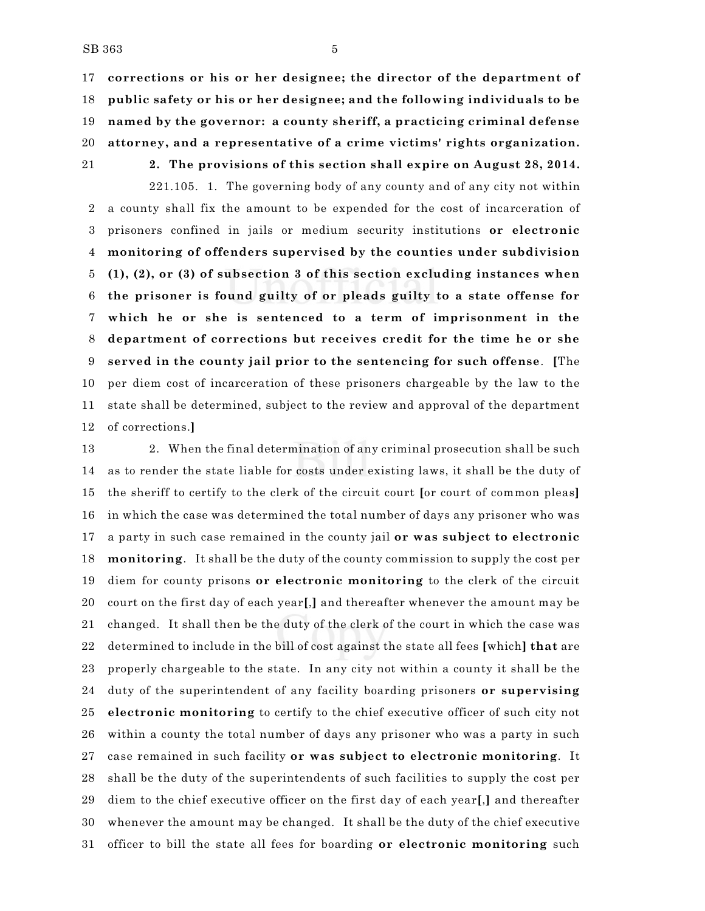17 **corrections or his or her designee; the director of the department of**
18 **public safety or his or her designee; and the following individuals to be**
19 **named by the governor: a county sheriff, a practicing criminal defense**
20 **attorney, and a representative of a crime victims' rights organization.**
21 **2. The provisions of this section shall expire on August 28, 2014.**

221.105. 1. The governing body of any county and of any city not within
2 a county shall fix the amount to be expended for the cost of incarceration of
3 prisoners confined in jails or medium security institutions **or electronic**
4 **monitoring of offenders supervised by the counties under subdivision**
5 **(1), (2), or (3) of subsection 3 of this section excluding instances when**
6 **the prisoner is found guilty of or pleads guilty to a state offense for**
7 **which he or she is sentenced to a term of imprisonment in the**
8 **department of corrections but receives credit for the time he or she**
9 **served in the county jail prior to the sentencing for such offense**. **[**The
10 per diem cost of incarceration of these prisoners chargeable by the law to the
11 state shall be determined, subject to the review and approval of the department
12 of corrections.**]**

13 2. When the final determination of any criminal prosecution shall be such
14 as to render the state liable for costs under existing laws, it shall be the duty of
15 the sheriff to certify to the clerk of the circuit court **[**or court of common pleas**]**
16 in which the case was determined the total number of days any prisoner who was
17 a party in such case remained in the county jail **or was subject to electronic**
18 **monitoring**. It shall be the duty of the county commission to supply the cost per
19 diem for county prisons **or electronic monitoring** to the clerk of the circuit
20 court on the first day of each year**[**,**]** and thereafter whenever the amount may be
21 changed. It shall then be the duty of the clerk of the court in which the case was
22 determined to include in the bill of cost against the state all fees **[**which**]** **that** are
23 properly chargeable to the state. In any city not within a county it shall be the
24 duty of the superintendent of any facility boarding prisoners **or supervising**
25 **electronic monitoring** to certify to the chief executive officer of such city not
26 within a county the total number of days any prisoner who was a party in such
27 case remained in such facility **or was subject to electronic monitoring**. It
28 shall be the duty of the superintendents of such facilities to supply the cost per
29 diem to the chief executive officer on the first day of each year**[**,**]** and thereafter
30 whenever the amount may be changed. It shall be the duty of the chief executive
31 officer to bill the state all fees for boarding **or electronic monitoring** such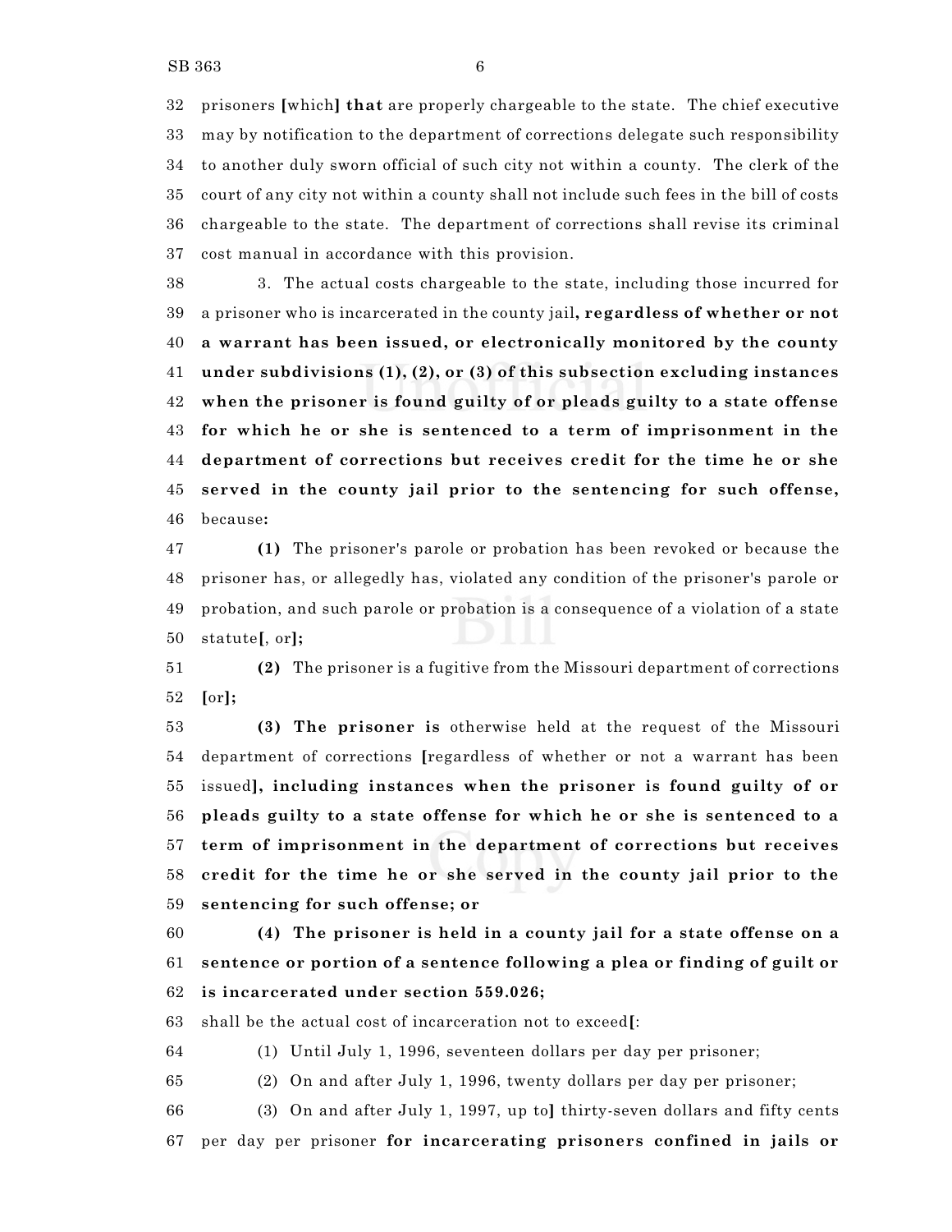prisoners [which] **that** are properly chargeable to the state. The chief executive may by notification to the department of corrections delegate such responsibility to another duly sworn official of such city not within a county. The clerk of the court of any city not within a county shall not include such fees in the bill of costs chargeable to the state. The department of corrections shall revise its criminal cost manual in accordance with this provision.

3. The actual costs chargeable to the state, including those incurred for a prisoner who is incarcerated in the county jail**, regardless of whether or not a warrant has been issued, or electronically monitored by the county under subdivisions (1), (2), or (3) of this subsection excluding instances when the prisoner is found guilty of or pleads guilty to a state offense for which he or she is sentenced to a term of imprisonment in the department of corrections but receives credit for the time he or she served in the county jail prior to the sentencing for such offense,** because**:**

**(1)** The prisoner's parole or probation has been revoked or because the prisoner has, or allegedly has, violated any condition of the prisoner's parole or probation, and such parole or probation is a consequence of a violation of a state statute[, or]**;**

**(2)** The prisoner is a fugitive from the Missouri department of corrections [or]**;**

**(3) The prisoner is** otherwise held at the request of the Missouri department of corrections [regardless of whether or not a warrant has been issued]**, including instances when the prisoner is found guilty of or pleads guilty to a state offense for which he or she is sentenced to a term of imprisonment in the department of corrections but receives credit for the time he or she served in the county jail prior to the sentencing for such offense; or**

**(4) The prisoner is held in a county jail for a state offense on a sentence or portion of a sentence following a plea or finding of guilt or is incarcerated under section 559.026;**

shall be the actual cost of incarceration not to exceed[:

(1) Until July 1, 1996, seventeen dollars per day per prisoner;

(2) On and after July 1, 1996, twenty dollars per day per prisoner;

(3) On and after July 1, 1997, up to] thirty-seven dollars and fifty cents per day per prisoner **for incarcerating prisoners confined in jails or**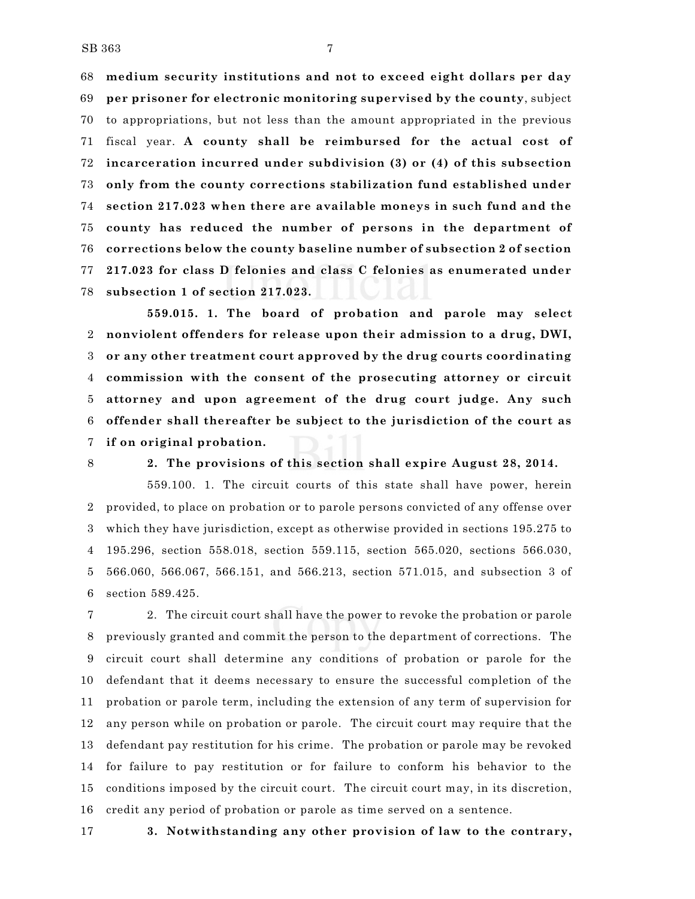**medium security institutions and not to exceed eight dollars per day per prisoner for electronic monitoring supervised by the county**, subject to appropriations, but not less than the amount appropriated in the previous fiscal year. **A county shall be reimbursed for the actual cost of incarceration incurred under subdivision (3) or (4) of this subsection only from the county corrections stabilization fund established under section 217.023 when there are available moneys in such fund and the county has reduced the number of persons in the department of corrections below the county baseline number of subsection 2 of section 217.023 for class D felonies and class C felonies as enumerated under subsection 1 of section 217.023.**

**559.015. 1. The board of probation and parole may select nonviolent offenders for release upon their admission to a drug, DWI, or any other treatment court approved by the drug courts coordinating commission with the consent of the prosecuting attorney or circuit attorney and upon agreement of the drug court judge. Any such offender shall thereafter be subject to the jurisdiction of the court as if on original probation.**

**2. The provisions of this section shall expire August 28, 2014.**

559.100. 1. The circuit courts of this state shall have power, herein provided, to place on probation or to parole persons convicted of any offense over which they have jurisdiction, except as otherwise provided in sections 195.275 to 195.296, section 558.018, section 559.115, section 565.020, sections 566.030, 566.060, 566.067, 566.151, and 566.213, section 571.015, and subsection 3 of section 589.425.

2. The circuit court shall have the power to revoke the probation or parole previously granted and commit the person to the department of corrections. The circuit court shall determine any conditions of probation or parole for the defendant that it deems necessary to ensure the successful completion of the probation or parole term, including the extension of any term of supervision for any person while on probation or parole. The circuit court may require that the defendant pay restitution for his crime. The probation or parole may be revoked for failure to pay restitution or for failure to conform his behavior to the conditions imposed by the circuit court. The circuit court may, in its discretion, credit any period of probation or parole as time served on a sentence.

**3. Notwithstanding any other provision of law to the contrary,**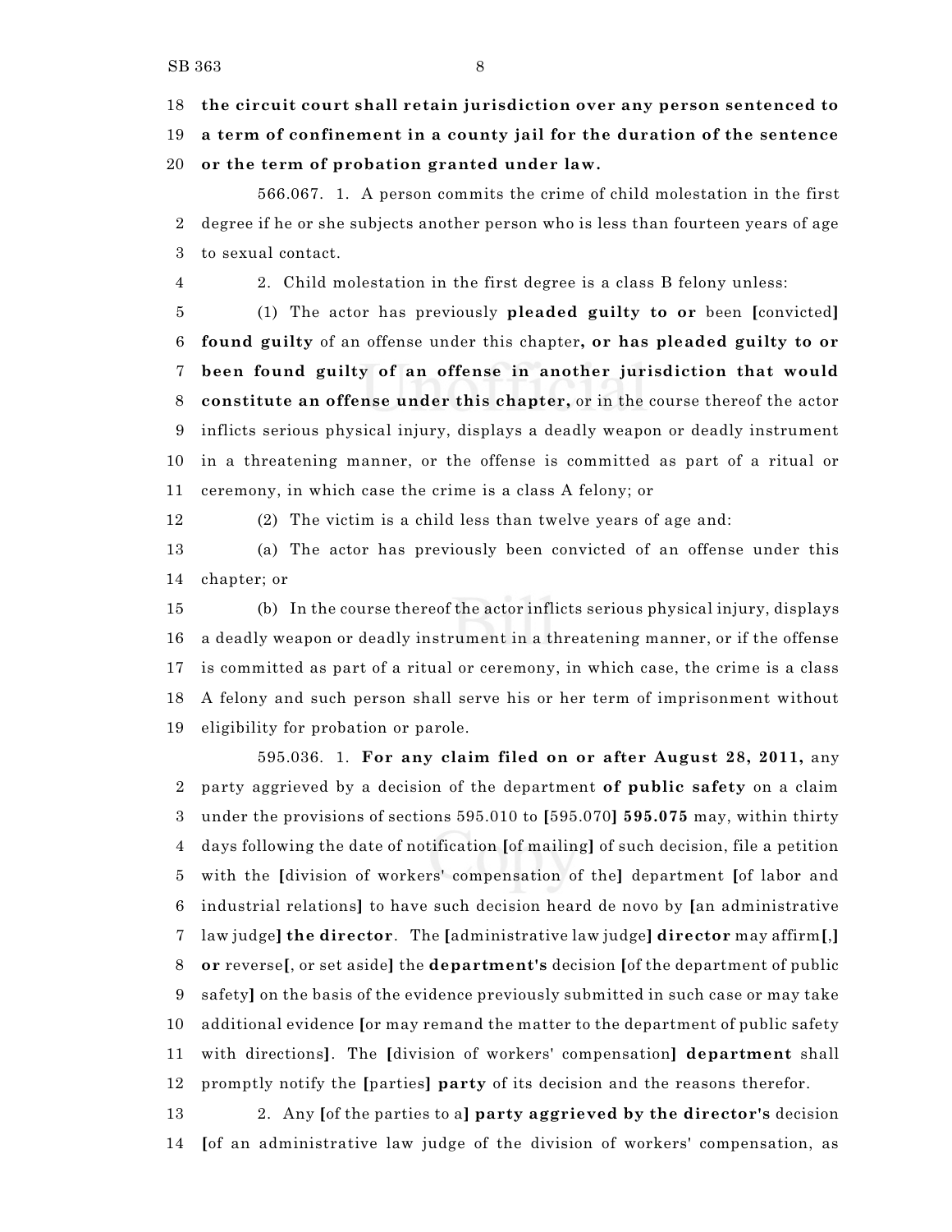**the circuit court shall retain jurisdiction over any person sentenced to a term of confinement in a county jail for the duration of the sentence or the term of probation granted under law.**

566.067. 1. A person commits the crime of child molestation in the first degree if he or she subjects another person who is less than fourteen years of age to sexual contact.

2. Child molestation in the first degree is a class B felony unless:

(1) The actor has previously **pleaded guilty to or** been [convicted] **found guilty** of an offense under this chapter**, or has pleaded guilty to or been found guilty of an offense in another jurisdiction that would constitute an offense under this chapter,** or in the course thereof the actor inflicts serious physical injury, displays a deadly weapon or deadly instrument in a threatening manner, or the offense is committed as part of a ritual or ceremony, in which case the crime is a class A felony; or

(2) The victim is a child less than twelve years of age and:

(a) The actor has previously been convicted of an offense under this chapter; or

(b) In the course thereof the actor inflicts serious physical injury, displays a deadly weapon or deadly instrument in a threatening manner, or if the offense is committed as part of a ritual or ceremony, in which case, the crime is a class A felony and such person shall serve his or her term of imprisonment without eligibility for probation or parole.

595.036. 1. **For any claim filed on or after August 28, 2011,** any party aggrieved by a decision of the department **of public safety** on a claim under the provisions of sections 595.010 to [595.070] **595.075** may, within thirty days following the date of notification [of mailing] of such decision, file a petition with the [division of workers' compensation of the] department [of labor and industrial relations] to have such decision heard de novo by [an administrative law judge] **the director**. The [administrative law judge] **director** may affirm[,] **or** reverse[, or set aside] the **department's** decision [of the department of public safety] on the basis of the evidence previously submitted in such case or may take additional evidence [or may remand the matter to the department of public safety with directions]. The [division of workers' compensation] **department** shall promptly notify the [parties] **party** of its decision and the reasons therefor.

2. Any [of the parties to a] **party aggrieved by the director's** decision [of an administrative law judge of the division of workers' compensation, as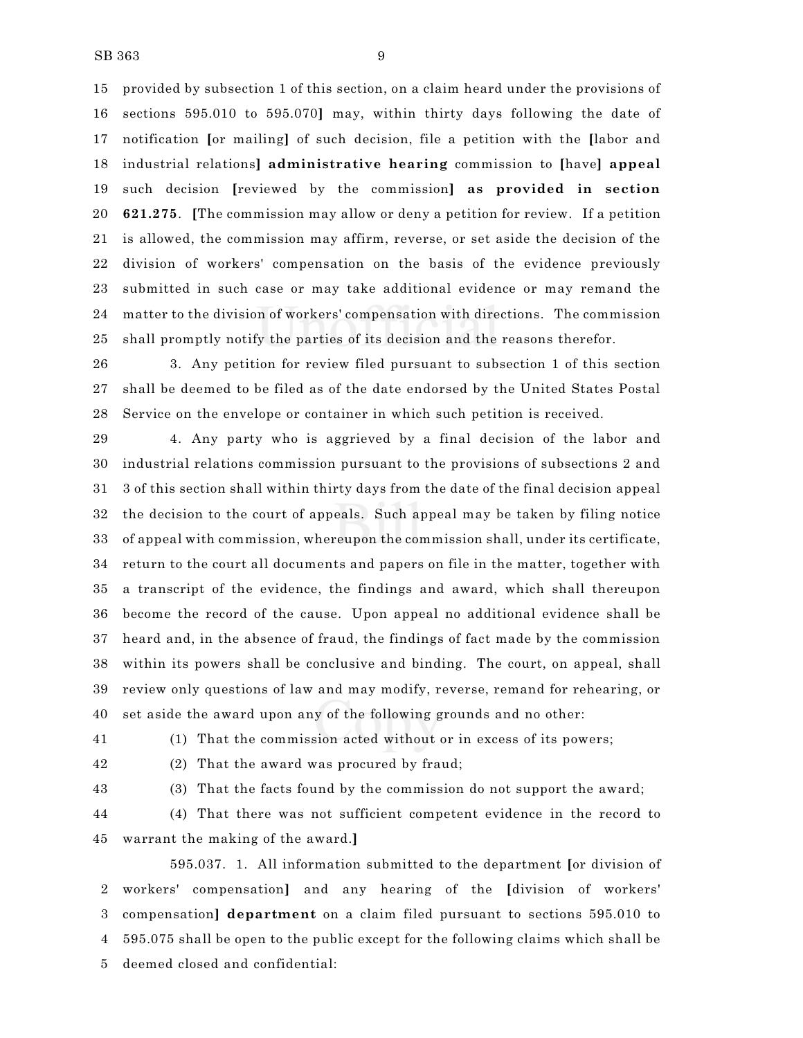provided by subsection 1 of this section, on a claim heard under the provisions of sections 595.010 to 595.070**]** may, within thirty days following the date of notification **[**or mailing**]** of such decision, file a petition with the **[**labor and industrial relations**]** **administrative hearing** commission to **[**have**]** **appeal** such decision **[**reviewed by the commission**]** **as provided in section 621.275**. **[**The commission may allow or deny a petition for review. If a petition is allowed, the commission may affirm, reverse, or set aside the decision of the division of workers' compensation on the basis of the evidence previously submitted in such case or may take additional evidence or may remand the matter to the division of workers' compensation with directions. The commission shall promptly notify the parties of its decision and the reasons therefor.

3. Any petition for review filed pursuant to subsection 1 of this section shall be deemed to be filed as of the date endorsed by the United States Postal Service on the envelope or container in which such petition is received.

4. Any party who is aggrieved by a final decision of the labor and industrial relations commission pursuant to the provisions of subsections 2 and 3 of this section shall within thirty days from the date of the final decision appeal the decision to the court of appeals. Such appeal may be taken by filing notice of appeal with commission, whereupon the commission shall, under its certificate, return to the court all documents and papers on file in the matter, together with a transcript of the evidence, the findings and award, which shall thereupon become the record of the cause. Upon appeal no additional evidence shall be heard and, in the absence of fraud, the findings of fact made by the commission within its powers shall be conclusive and binding. The court, on appeal, shall review only questions of law and may modify, reverse, remand for rehearing, or set aside the award upon any of the following grounds and no other:

(1) That the commission acted without or in excess of its powers;

(2) That the award was procured by fraud;

(3) That the facts found by the commission do not support the award;

(4) That there was not sufficient competent evidence in the record to warrant the making of the award.**]**

595.037. 1. All information submitted to the department **[**or division of workers' compensation**]** and any hearing of the **[**division of workers' compensation**]** **department** on a claim filed pursuant to sections 595.010 to 595.075 shall be open to the public except for the following claims which shall be deemed closed and confidential: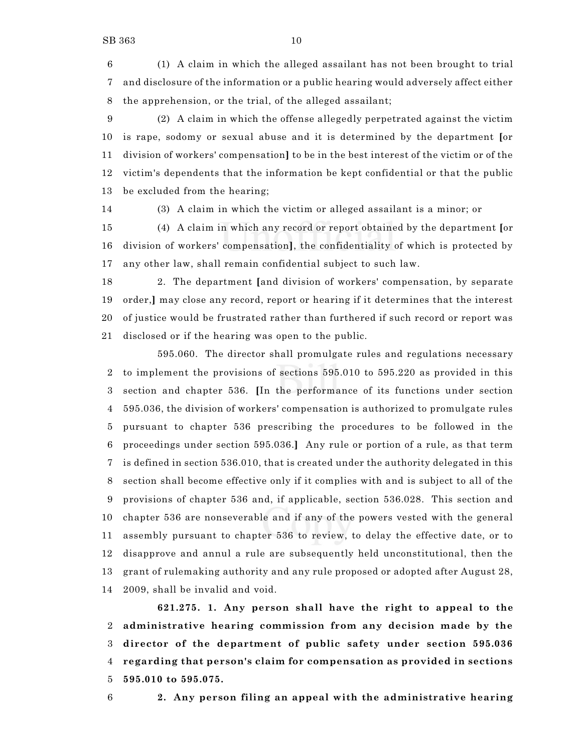(1) A claim in which the alleged assailant has not been brought to trial and disclosure of the information or a public hearing would adversely affect either the apprehension, or the trial, of the alleged assailant;

(2) A claim in which the offense allegedly perpetrated against the victim is rape, sodomy or sexual abuse and it is determined by the department [or division of workers' compensation] to be in the best interest of the victim or of the victim's dependents that the information be kept confidential or that the public be excluded from the hearing;

(3) A claim in which the victim or alleged assailant is a minor; or

(4) A claim in which any record or report obtained by the department [or division of workers' compensation], the confidentiality of which is protected by any other law, shall remain confidential subject to such law.

2. The department [and division of workers' compensation, by separate order,] may close any record, report or hearing if it determines that the interest of justice would be frustrated rather than furthered if such record or report was disclosed or if the hearing was open to the public.

595.060. The director shall promulgate rules and regulations necessary to implement the provisions of sections 595.010 to 595.220 as provided in this section and chapter 536. [In the performance of its functions under section 595.036, the division of workers' compensation is authorized to promulgate rules pursuant to chapter 536 prescribing the procedures to be followed in the proceedings under section 595.036.] Any rule or portion of a rule, as that term is defined in section 536.010, that is created under the authority delegated in this section shall become effective only if it complies with and is subject to all of the provisions of chapter 536 and, if applicable, section 536.028. This section and chapter 536 are nonseverable and if any of the powers vested with the general assembly pursuant to chapter 536 to review, to delay the effective date, or to disapprove and annul a rule are subsequently held unconstitutional, then the grant of rulemaking authority and any rule proposed or adopted after August 28, 2009, shall be invalid and void.

**621.275. 1. Any person shall have the right to appeal to the administrative hearing commission from any decision made by the director of the department of public safety under section 595.036 regarding that person's claim for compensation as provided in sections 595.010 to 595.075.**

**2. Any person filing an appeal with the administrative hearing**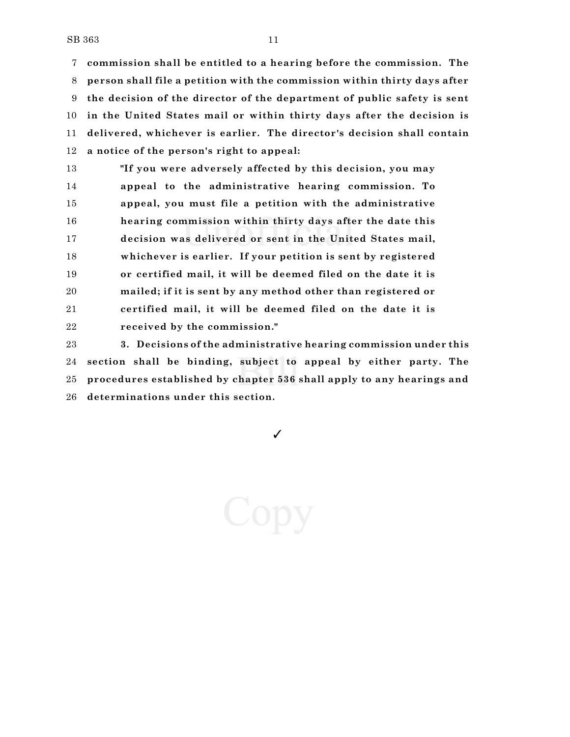**commission shall be entitled to a hearing before the commission. The person shall file a petition with the commission within thirty days after the decision of the director of the department of public safety is sent in the United States mail or within thirty days after the decision is delivered, whichever is earlier. The director's decision shall contain a notice of the person's right to appeal:**

> **"If you were adversely affected by this decision, you may appeal to the administrative hearing commission. To appeal, you must file a petition with the administrative hearing commission within thirty days after the date this decision was delivered or sent in the United States mail, whichever is earlier. If your petition is sent by registered or certified mail, it will be deemed filed on the date it is mailed; if it is sent by any method other than registered or certified mail, it will be deemed filed on the date it is received by the commission."**

**3. Decisions of the administrative hearing commission under this section shall be binding, subject to appeal by either party. The procedures established by chapter 536 shall apply to any hearings and determinations under this section.**

✓